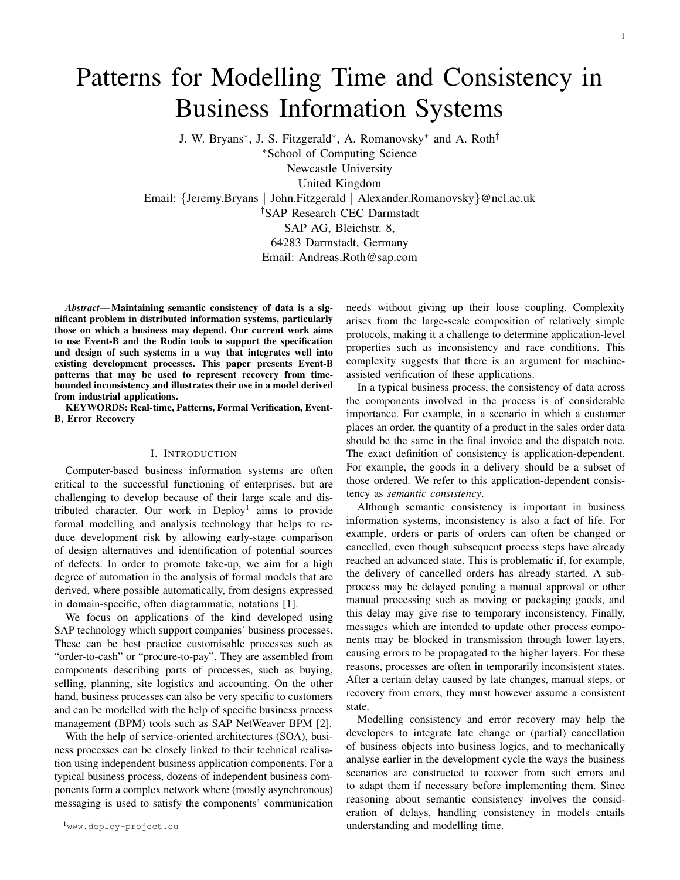# Patterns for Modelling Time and Consistency in Business Information Systems

J. W. Bryans[*], J. S. Fitzgerald[*], A. Romanovsky[*] and A. Roth[†]

[*]School of Computing Science
Newcastle University
United Kingdom
Email: {Jeremy.Bryans | John.Fitzgerald | Alexander.Romanovsky}@ncl.ac.uk

[†]SAP Research CEC Darmstadt
SAP AG, Bleichstr. 8,
64283 Darmstadt, Germany
Email: Andreas.Roth@sap.com

***Abstract*— Maintaining semantic consistency of data is a significant problem in distributed information systems, particularly those on which a business may depend. Our current work aims to use Event-B and the Rodin tools to support the specification and design of such systems in a way that integrates well into existing development processes. This paper presents Event-B patterns that may be used to represent recovery from time-bounded inconsistency and illustrates their use in a model derived from industrial applications.**

**KEYWORDS: Real-time, Patterns, Formal Verification, Event-B, Error Recovery**

## I. Introduction

Computer-based business information systems are often critical to the successful functioning of enterprises, but are challenging to develop because of their large scale and distributed character. Our work in Deploy[1] aims to provide formal modelling and analysis technology that helps to reduce development risk by allowing early-stage comparison of design alternatives and identification of potential sources of defects. In order to promote take-up, we aim for a high degree of automation in the analysis of formal models that are derived, where possible automatically, from designs expressed in domain-specific, often diagrammatic, notations [1].

We focus on applications of the kind developed using SAP technology which support companies' business processes. These can be best practice customisable processes such as "order-to-cash" or "procure-to-pay". They are assembled from components describing parts of processes, such as buying, selling, planning, site logistics and accounting. On the other hand, business processes can also be very specific to customers and can be modelled with the help of specific business process management (BPM) tools such as SAP NetWeaver BPM [2].

With the help of service-oriented architectures (SOA), business processes can be closely linked to their technical realisation using independent business application components. For a typical business process, dozens of independent business components form a complex network where (mostly asynchronous) messaging is used to satisfy the components' communication needs without giving up their loose coupling. Complexity arises from the large-scale composition of relatively simple protocols, making it a challenge to determine application-level properties such as inconsistency and race conditions. This complexity suggests that there is an argument for machine-assisted verification of these applications.

In a typical business process, the consistency of data across the components involved in the process is of considerable importance. For example, in a scenario in which a customer places an order, the quantity of a product in the sales order data should be the same in the final invoice and the dispatch note. The exact definition of consistency is application-dependent. For example, the goods in a delivery should be a subset of those ordered. We refer to this application-dependent consistency as *semantic consistency*.

Although semantic consistency is important in business information systems, inconsistency is also a fact of life. For example, orders or parts of orders can often be changed or cancelled, even though subsequent process steps have already reached an advanced state. This is problematic if, for example, the delivery of cancelled orders has already started. A subprocess may be delayed pending a manual approval or other manual processing such as moving or packaging goods, and this delay may give rise to temporary inconsistency. Finally, messages which are intended to update other process components may be blocked in transmission through lower layers, causing errors to be propagated to the higher layers. For these reasons, processes are often in temporarily inconsistent states. After a certain delay caused by late changes, manual steps, or recovery from errors, they must however assume a consistent state.

Modelling consistency and error recovery may help the developers to integrate late change or (partial) cancellation of business objects into business logics, and to mechanically analyse earlier in the development cycle the ways the business scenarios are constructed to recover from such errors and to adapt them if necessary before implementing them. Since reasoning about semantic consistency involves the consideration of delays, handling consistency in models entails understanding and modelling time.

[1] www.deploy-project.eu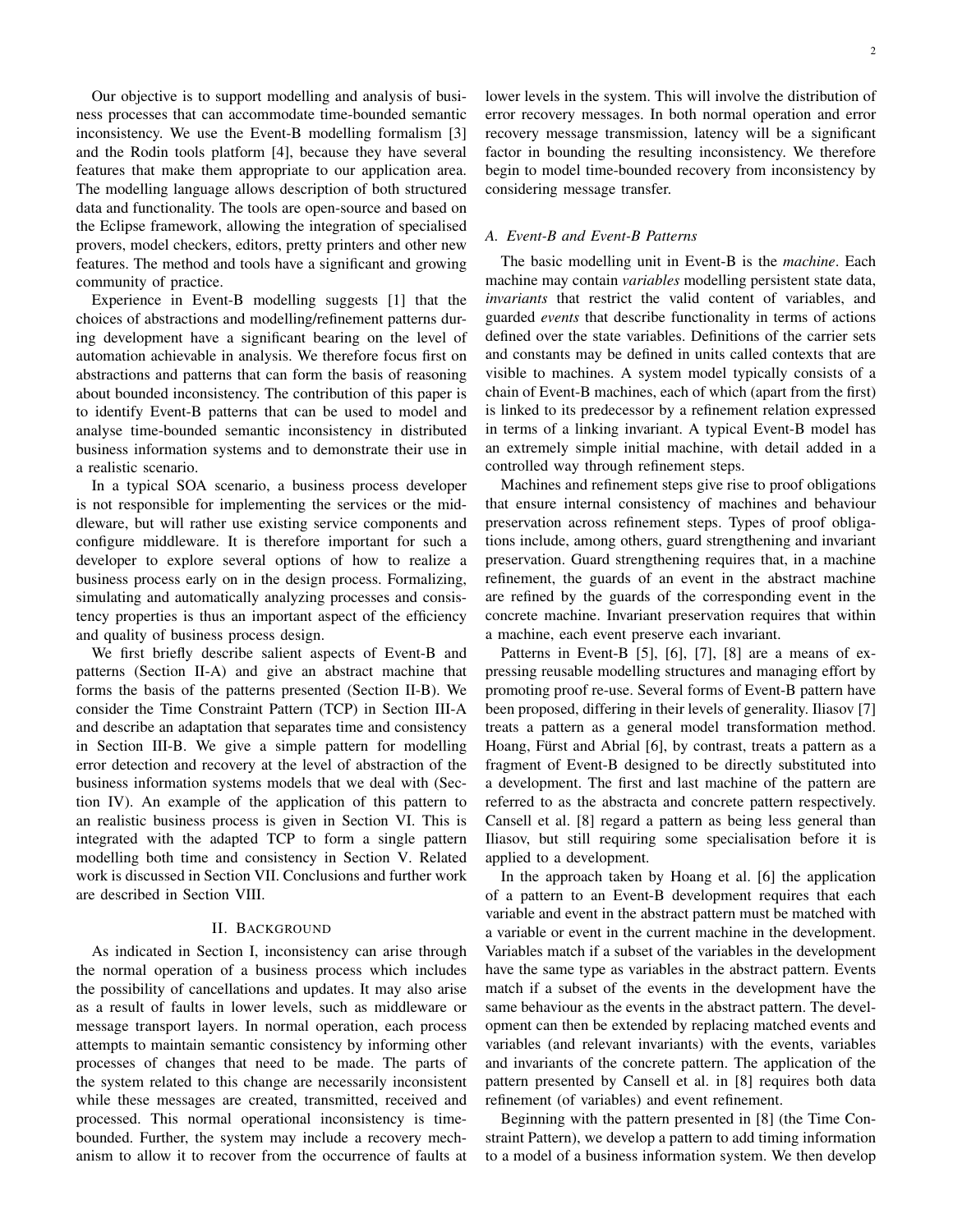Our objective is to support modelling and analysis of business processes that can accommodate time-bounded semantic inconsistency. We use the Event-B modelling formalism [3] and the Rodin tools platform [4], because they have several features that make them appropriate to our application area. The modelling language allows description of both structured data and functionality. The tools are open-source and based on the Eclipse framework, allowing the integration of specialised provers, model checkers, editors, pretty printers and other new features. The method and tools have a significant and growing community of practice.

Experience in Event-B modelling suggests [1] that the choices of abstractions and modelling/refinement patterns during development have a significant bearing on the level of automation achievable in analysis. We therefore focus first on abstractions and patterns that can form the basis of reasoning about bounded inconsistency. The contribution of this paper is to identify Event-B patterns that can be used to model and analyse time-bounded semantic inconsistency in distributed business information systems and to demonstrate their use in a realistic scenario.

In a typical SOA scenario, a business process developer is not responsible for implementing the services or the middleware, but will rather use existing service components and configure middleware. It is therefore important for such a developer to explore several options of how to realize a business process early on in the design process. Formalizing, simulating and automatically analyzing processes and consistency properties is thus an important aspect of the efficiency and quality of business process design.

We first briefly describe salient aspects of Event-B and patterns (Section II-A) and give an abstract machine that forms the basis of the patterns presented (Section II-B). We consider the Time Constraint Pattern (TCP) in Section III-A and describe an adaptation that separates time and consistency in Section III-B. We give a simple pattern for modelling error detection and recovery at the level of abstraction of the business information systems models that we deal with (Section IV). An example of the application of this pattern to an realistic business process is given in Section VI. This is integrated with the adapted TCP to form a single pattern modelling both time and consistency in Section V. Related work is discussed in Section VII. Conclusions and further work are described in Section VIII.

## II. Background

As indicated in Section I, inconsistency can arise through the normal operation of a business process which includes the possibility of cancellations and updates. It may also arise as a result of faults in lower levels, such as middleware or message transport layers. In normal operation, each process attempts to maintain semantic consistency by informing other processes of changes that need to be made. The parts of the system related to this change are necessarily inconsistent while these messages are created, transmitted, received and processed. This normal operational inconsistency is time-bounded. Further, the system may include a recovery mechanism to allow it to recover from the occurrence of faults at lower levels in the system. This will involve the distribution of error recovery messages. In both normal operation and error recovery message transmission, latency will be a significant factor in bounding the resulting inconsistency. We therefore begin to model time-bounded recovery from inconsistency by considering message transfer.

### A. Event-B and Event-B Patterns

The basic modelling unit in Event-B is the *machine*. Each machine may contain *variables* modelling persistent state data, *invariants* that restrict the valid content of variables, and guarded *events* that describe functionality in terms of actions defined over the state variables. Definitions of the carrier sets and constants may be defined in units called contexts that are visible to machines. A system model typically consists of a chain of Event-B machines, each of which (apart from the first) is linked to its predecessor by a refinement relation expressed in terms of a linking invariant. A typical Event-B model has an extremely simple initial machine, with detail added in a controlled way through refinement steps.

Machines and refinement steps give rise to proof obligations that ensure internal consistency of machines and behaviour preservation across refinement steps. Types of proof obligations include, among others, guard strengthening and invariant preservation. Guard strengthening requires that, in a machine refinement, the guards of an event in the abstract machine are refined by the guards of the corresponding event in the concrete machine. Invariant preservation requires that within a machine, each event preserve each invariant.

Patterns in Event-B [5], [6], [7], [8] are a means of expressing reusable modelling structures and managing effort by promoting proof re-use. Several forms of Event-B pattern have been proposed, differing in their levels of generality. Iliasov [7] treats a pattern as a general model transformation method. Hoang, Fürst and Abrial [6], by contrast, treats a pattern as a fragment of Event-B designed to be directly substituted into a development. The first and last machine of the pattern are referred to as the abstracta and concrete pattern respectively. Cansell et al. [8] regard a pattern as being less general than Iliasov, but still requiring some specialisation before it is applied to a development.

In the approach taken by Hoang et al. [6] the application of a pattern to an Event-B development requires that each variable and event in the abstract pattern must be matched with a variable or event in the current machine in the development. Variables match if a subset of the variables in the development have the same type as variables in the abstract pattern. Events match if a subset of the events in the development have the same behaviour as the events in the abstract pattern. The development can then be extended by replacing matched events and variables (and relevant invariants) with the events, variables and invariants of the concrete pattern. The application of the pattern presented by Cansell et al. in [8] requires both data refinement (of variables) and event refinement.

Beginning with the pattern presented in [8] (the Time Constraint Pattern), we develop a pattern to add timing information to a model of a business information system. We then develop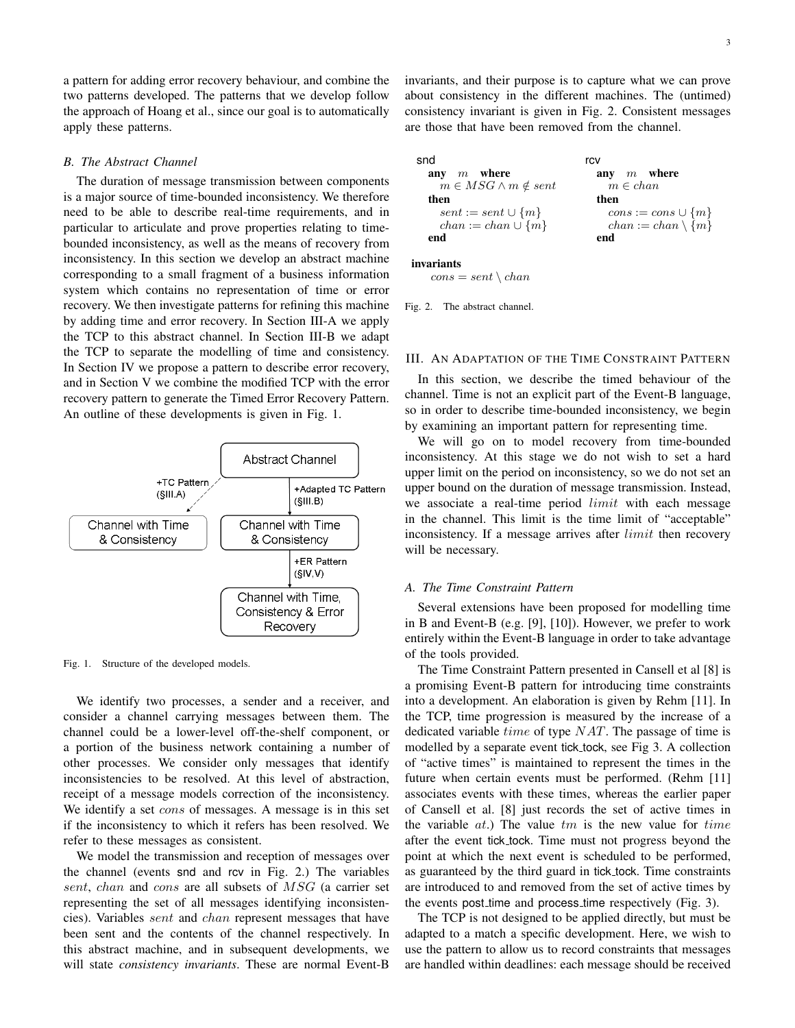a pattern for adding error recovery behaviour, and combine the two patterns developed. The patterns that we develop follow the approach of Hoang et al., since our goal is to automatically apply these patterns.

### B. The Abstract Channel

The duration of message transmission between components is a major source of time-bounded inconsistency. We therefore need to be able to describe real-time requirements, and in particular to articulate and prove properties relating to time-bounded inconsistency, as well as the means of recovery from inconsistency. In this section we develop an abstract machine corresponding to a small fragment of a business information system which contains no representation of time or error recovery. We then investigate patterns for refining this machine by adding time and error recovery. In Section III-A we apply the TCP to this abstract channel. In Section III-B we adapt the TCP to separate the modelling of time and consistency. In Section IV we propose a pattern to describe error recovery, and in Section V we combine the modified TCP with the error recovery pattern to generate the Timed Error Recovery Pattern. An outline of these developments is given in Fig. 1.

```
                          Abstract Channel
        +TC Pattern      /        |
        (§III.A)        /         | +Adapted TC Pattern
                       /          | (§III.B)
   Channel with Time         Channel with Time
   & Consistency             & Consistency
                                  |
                                  | +ER Pattern
                                  | (§IV,V)
                             Channel with Time,
                             Consistency & Error
                             Recovery
```

Fig. 1. Structure of the developed models.

We identify two processes, a sender and a receiver, and consider a channel carrying messages between them. The channel could be a lower-level off-the-shelf component, or a portion of the business network containing a number of other processes. We consider only messages that identify inconsistencies to be resolved. At this level of abstraction, receipt of a message models correction of the inconsistency. We identify a set $cons$ of messages. A message is in this set if the inconsistency to which it refers has been resolved. We refer to these messages as consistent.

We model the transmission and reception of messages over the channel (events snd and rcv in Fig. 2.) The variables $sent$, $chan$ and $cons$ are all subsets of $MSG$ (a carrier set representing the set of all messages identifying inconsistencies). Variables $sent$ and $chan$ represent messages that have been sent and the contents of the channel respectively. In this abstract machine, and in subsequent developments, we will state *consistency invariants*. These are normal Event-B invariants, and their purpose is to capture what we can prove about consistency in the different machines. The (untimed) consistency invariant is given in Fig. 2. Consistent messages are those that have been removed from the channel.

snd
**any** $m$ **where**
  $m \in MSG \land m \notin sent$
**then**
  $sent := sent \cup \{m\}$
  $chan := chan \cup \{m\}$
**end**

rcv
**any** $m$ **where**
  $m \in chan$
**then**
  $cons := cons \cup \{m\}$
  $chan := chan \setminus \{m\}$
**end**

**invariants**
  $cons = sent \setminus chan$

Fig. 2. The abstract channel.

## III. An Adaptation of the Time Constraint Pattern

In this section, we describe the timed behaviour of the channel. Time is not an explicit part of the Event-B language, so in order to describe time-bounded inconsistency, we begin by examining an important pattern for representing time.

We will go on to model recovery from time-bounded inconsistency. At this stage we do not wish to set a hard upper limit on the period on inconsistency, so we do not set an upper bound on the duration of message transmission. Instead, we associate a real-time period $limit$ with each message in the channel. This limit is the time limit of "acceptable" inconsistency. If a message arrives after $limit$ then recovery will be necessary.

### A. The Time Constraint Pattern

Several extensions have been proposed for modelling time in B and Event-B (e.g. [9], [10]). However, we prefer to work entirely within the Event-B language in order to take advantage of the tools provided.

The Time Constraint Pattern presented in Cansell et al [8] is a promising Event-B pattern for introducing time constraints into a development. An elaboration is given by Rehm [11]. In the TCP, time progression is measured by the increase of a dedicated variable $time$ of type $NAT$. The passage of time is modelled by a separate event tick_tock, see Fig 3. A collection of "active times" is maintained to represent the times in the future when certain events must be performed. (Rehm [11] associates events with these times, whereas the earlier paper of Cansell et al. [8] just records the set of active times in the variable $at$.) The value $tm$ is the new value for $time$ after the event tick_tock. Time must not progress beyond the point at which the next event is scheduled to be performed, as guaranteed by the third guard in tick_tock. Time constraints are introduced to and removed from the set of active times by the events post_time and process_time respectively (Fig. 3).

The TCP is not designed to be applied directly, but must be adapted to a match a specific development. Here, we wish to use the pattern to allow us to record constraints that messages are handled within deadlines: each message should be received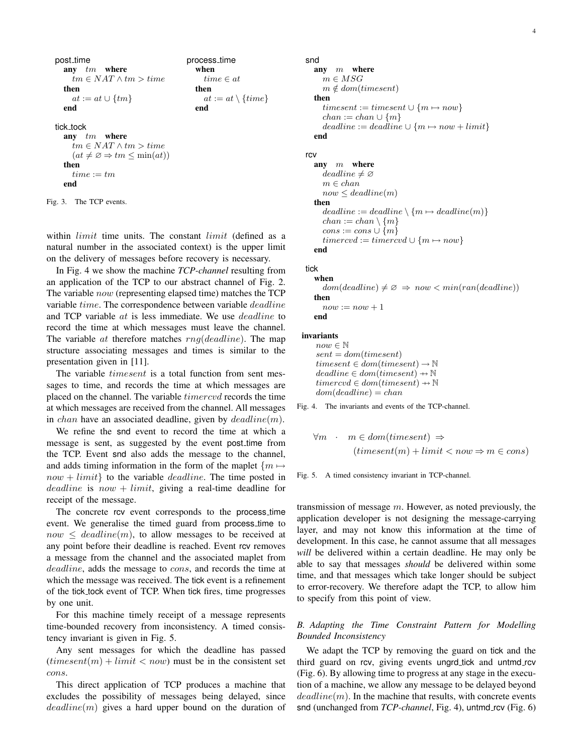```
post_time
  any  tm  where
    tm ∈ NAT ∧ tm > time
  then
    at := at ∪ {tm}
  end

process_time
  when
    time ∈ at
  then
    at := at \ {time}
  end

tick_tock
  any  tm  where
    tm ∈ NAT ∧ tm > time
    (at ≠ ∅ ⇒ tm ≤ min(at))
  then
    time := tm
  end
```

Fig. 3. The TCP events.

within $limit$ time units. The constant $limit$ (defined as a natural number in the associated context) is the upper limit on the delivery of messages before recovery is necessary.

In Fig. 4 we show the machine ***TCP-channel*** resulting from an application of the TCP to our abstract channel of Fig. 2. The variable $now$ (representing elapsed time) matches the TCP variable $time$. The correspondence between variable $deadline$ and TCP variable $at$ is less immediate. We use $deadline$ to record the time at which messages must leave the channel. The variable $at$ therefore matches $rng(deadline)$. The map structure associating messages and times is similar to the presentation given in [11].

The variable $timesent$ is a total function from sent messages to time, and records the time at which messages are placed on the channel. The variable $timercvd$ records the time at which messages are received from the channel. All messages in $chan$ have an associated deadline, given by $deadline(m)$.

We refine the snd event to record the time at which a message is sent, as suggested by the event post_time from the TCP. Event snd also adds the message to the channel, and adds timing information in the form of the maplet $\{m \mapsto now + limit\}$ to the variable $deadline$. The time posted in $deadline$ is $now + limit$, giving a real-time deadline for receipt of the message.

The concrete rcv event corresponds to the process_time event. We generalise the timed guard from process_time to $now \leq deadline(m)$, to allow messages to be received at any point before their deadline is reached. Event rcv removes a message from the channel and the associated maplet from $deadline$, adds the message to $cons$, and records the time at which the message was received. The tick event is a refinement of the tick_tock event of TCP. When tick fires, time progresses by one unit.

For this machine timely receipt of a message represents time-bounded recovery from inconsistency. A timed consistency invariant is given in Fig. 5.

Any sent messages for which the deadline has passed ($timesent(m) + limit < now$) must be in the consistent set $cons$.

This direct application of TCP produces a machine that excludes the possibility of messages being delayed, since $deadline(m)$ gives a hard upper bound on the duration of

```
snd
  any  m  where
    m ∈ MSG
    m ∉ dom(timesent)
  then
    timesent := timesent ∪ {m ↦ now}
    chan := chan ∪ {m}
    deadline := deadline ∪ {m ↦ now + limit}
  end

rcv
  any  m  where
    deadline ≠ ∅
    m ∈ chan
    now ≤ deadline(m)
  then
    deadline := deadline \ {m ↦ deadline(m)}
    chan := chan \ {m}
    cons := cons ∪ {m}
    timercvd := timercvd ∪ {m ↦ now}
  end

tick
  when
    dom(deadline) ≠ ∅  ⇒  now < min(ran(deadline))
  then
    now := now + 1
  end

invariants
  now ∈ ℕ
  sent = dom(timesent)
  timesent ∈ dom(timesent) → ℕ
  deadline ∈ dom(timesent) ⇸ ℕ
  timercvd ∈ dom(timesent) ⇸ ℕ
  dom(deadline) = chan
```

Fig. 4. The invariants and events of the TCP-channel.

$$\forall m \;\cdot\; m \in dom(timesent) \Rightarrow (timesent(m) + limit < now \Rightarrow m \in cons)$$

Fig. 5. A timed consistency invariant in TCP-channel.

transmission of message $m$. However, as noted previously, the application developer is not designing the message-carrying layer, and may not know this information at the time of development. In this case, he cannot assume that all messages *will* be delivered within a certain deadline. He may only be able to say that messages *should* be delivered within some time, and that messages which take longer should be subject to error-recovery. We therefore adapt the TCP, to allow him to specify from this point of view.

### B. Adapting the Time Constraint Pattern for Modelling Bounded Inconsistency

We adapt the TCP by removing the guard on tick and the third guard on rcv, giving events ungrd_tick and untmd_rcv (Fig. 6). By allowing time to progress at any stage in the execution of a machine, we allow any message to be delayed beyond $deadline(m)$. In the machine that results, with concrete events snd (unchanged from ***TCP-channel***, Fig. 4), untmd_rcv (Fig. 6)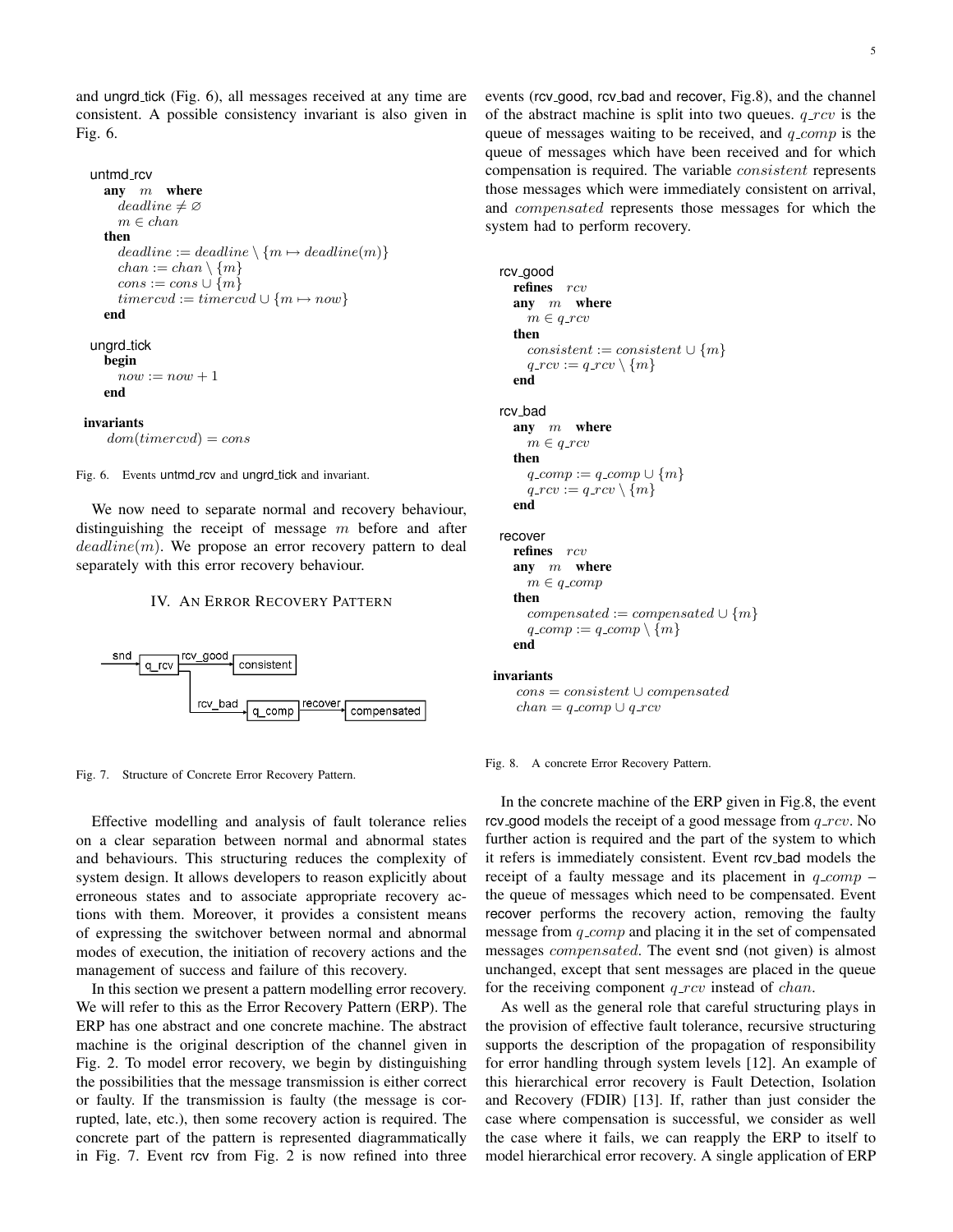and ungrd_tick (Fig. 6), all messages received at any time are consistent. A possible consistency invariant is also given in Fig. 6.

```
untmd_rcv
  any  m  where
    deadline ≠ ∅
    m ∈ chan
  then
    deadline := deadline \ {m ↦ deadline(m)}
    chan := chan \ {m}
    cons := cons ∪ {m}
    timercvd := timercvd ∪ {m ↦ now}
  end

ungrd_tick
  begin
    now := now + 1
  end

invariants
  dom(timercvd) = cons
```

Fig. 6. Events untmd_rcv and ungrd_tick and invariant.

We now need to separate normal and recovery behaviour, distinguishing the receipt of message $m$ before and after $deadline(m)$. We propose an error recovery pattern to deal separately with this error recovery behaviour.

## IV. An Error Recovery Pattern

```
snd → [q_rcv] --rcv_good--> [consistent]
          |
          +--rcv_bad--> [q_comp] --recover--> [compensated]
```

Fig. 7. Structure of Concrete Error Recovery Pattern.

Effective modelling and analysis of fault tolerance relies on a clear separation between normal and abnormal states and behaviours. This structuring reduces the complexity of system design. It allows developers to reason explicitly about erroneous states and to associate appropriate recovery actions with them. Moreover, it provides a consistent means of expressing the switchover between normal and abnormal modes of execution, the initiation of recovery actions and the management of success and failure of this recovery.

In this section we present a pattern modelling error recovery. We will refer to this as the Error Recovery Pattern (ERP). The ERP has one abstract and one concrete machine. The abstract machine is the original description of the channel given in Fig. 2. To model error recovery, we begin by distinguishing the possibilities that the message transmission is either correct or faulty. If the transmission is faulty (the message is corrupted, late, etc.), then some recovery action is required. The concrete part of the pattern is represented diagrammatically in Fig. 7. Event rcv from Fig. 2 is now refined into three events (rcv_good, rcv_bad and recover, Fig.8), and the channel of the abstract machine is split into two queues. $q\_rcv$ is the queue of messages waiting to be received, and $q\_comp$ is the queue of messages which have been received and for which compensation is required. The variable $consistent$ represents those messages which were immediately consistent on arrival, and $compensated$ represents those messages for which the system had to perform recovery.

```
rcv_good
  refines  rcv
  any  m  where
    m ∈ q_rcv
  then
    consistent := consistent ∪ {m}
    q_rcv := q_rcv \ {m}
  end

rcv_bad
  any  m  where
    m ∈ q_rcv
  then
    q_comp := q_comp ∪ {m}
    q_rcv := q_rcv \ {m}
  end

recover
  refines  rcv
  any  m  where
    m ∈ q_comp
  then
    compensated := compensated ∪ {m}
    q_comp := q_comp \ {m}
  end

invariants
  cons = consistent ∪ compensated
  chan = q_comp ∪ q_rcv
```

Fig. 8. A concrete Error Recovery Pattern.

In the concrete machine of the ERP given in Fig.8, the event rcv_good models the receipt of a good message from $q\_rcv$. No further action is required and the part of the system to which it refers is immediately consistent. Event rcv_bad models the receipt of a faulty message and its placement in $q\_comp$ – the queue of messages which need to be compensated. Event recover performs the recovery action, removing the faulty message from $q\_comp$ and placing it in the set of compensated messages $compensated$. The event snd (not given) is almost unchanged, except that sent messages are placed in the queue for the receiving component $q\_rcv$ instead of $chan$.

As well as the general role that careful structuring plays in the provision of effective fault tolerance, recursive structuring supports the description of the propagation of responsibility for error handling through system levels [12]. An example of this hierarchical error recovery is Fault Detection, Isolation and Recovery (FDIR) [13]. If, rather than just consider the case where compensation is successful, we consider as well the case where it fails, we can reapply the ERP to itself to model hierarchical error recovery. A single application of ERP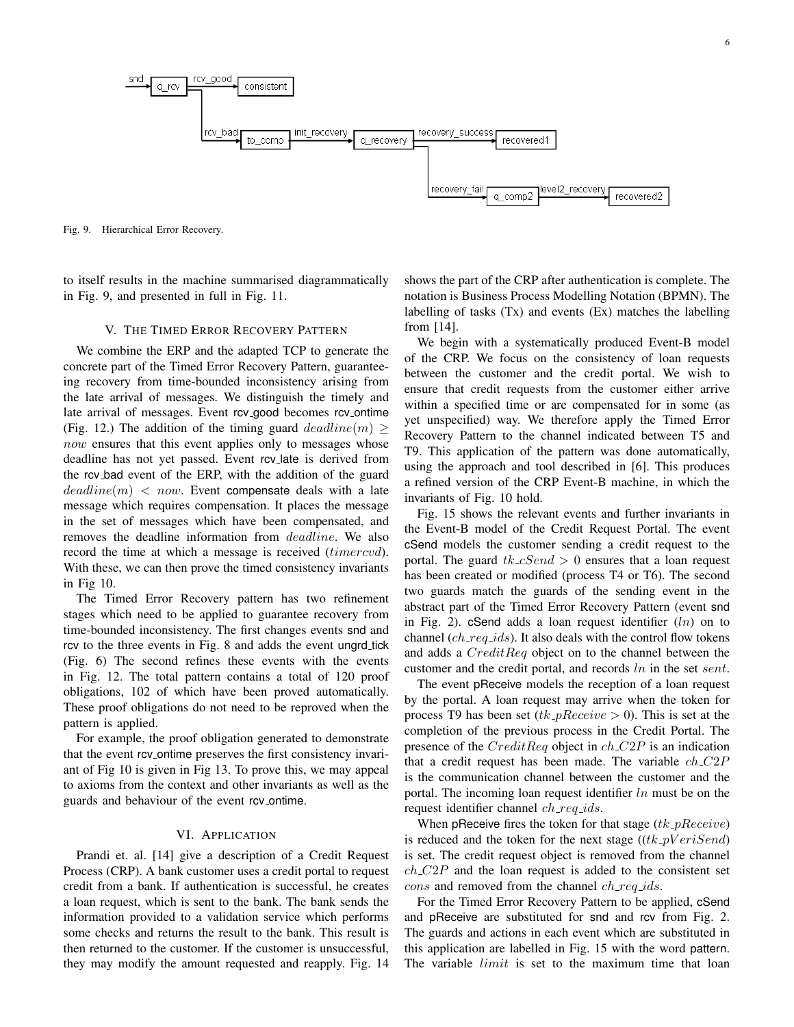Fig. 9. Hierarchical Error Recovery.

to itself results in the machine summarised diagrammatically in Fig. 9, and presented in full in Fig. 11.

## V. The Timed Error Recovery Pattern

We combine the ERP and the adapted TCP to generate the concrete part of the Timed Error Recovery Pattern, guaranteeing recovery from time-bounded inconsistency arising from the late arrival of messages. We distinguish the timely and late arrival of messages. Event rcv_good becomes rcv_ontime (Fig. 12.) The addition of the timing guard $deadline(m) \geq now$ ensures that this event applies only to messages whose deadline has not yet passed. Event rcv_late is derived from the rcv_bad event of the ERP, with the addition of the guard $deadline(m) < now$. Event compensate deals with a late message which requires compensation. It places the message in the set of messages which have been compensated, and removes the deadline information from $deadline$. We also record the time at which a message is received ($timercvd$). With these, we can then prove the timed consistency invariants in Fig 10.

The Timed Error Recovery pattern has two refinement stages which need to be applied to guarantee recovery from time-bounded inconsistency. The first changes events snd and rcv to the three events in Fig. 8 and adds the event ungrd_tick (Fig. 6) The second refines these events with the events in Fig. 12. The total pattern contains a total of 120 proof obligations, 102 of which have been proved automatically. These proof obligations do not need to be reproved when the pattern is applied.

For example, the proof obligation generated to demonstrate that the event rcv_ontime preserves the first consistency invariant of Fig 10 is given in Fig 13. To prove this, we may appeal to axioms from the context and other invariants as well as the guards and behaviour of the event rcv_ontime.

## VI. Application

Prandi et. al. [14] give a description of a Credit Request Process (CRP). A bank customer uses a credit portal to request credit from a bank. If authentication is successful, he creates a loan request, which is sent to the bank. The bank sends the information provided to a validation service which performs some checks and returns the result to the bank. This result is then returned to the customer. If the customer is unsuccessful, they may modify the amount requested and reapply. Fig. 14 shows the part of the CRP after authentication is complete. The notation is Business Process Modelling Notation (BPMN). The labelling of tasks (Tx) and events (Ex) matches the labelling from [14].

We begin with a systematically produced Event-B model of the CRP. We focus on the consistency of loan requests between the customer and the credit portal. We wish to ensure that credit requests from the customer either arrive within a specified time or are compensated for in some (as yet unspecified) way. We therefore apply the Timed Error Recovery Pattern to the channel indicated between T5 and T9. This application of the pattern was done automatically, using the approach and tool described in [6]. This produces a refined version of the CRP Event-B machine, in which the invariants of Fig. 10 hold.

Fig. 15 shows the relevant events and further invariants in the Event-B model of the Credit Request Portal. The event cSend models the customer sending a credit request to the portal. The guard $tk\_cSend > 0$ ensures that a loan request has been created or modified (process T4 or T6). The second two guards match the guards of the sending event in the abstract part of the Timed Error Recovery Pattern (event snd in Fig. 2). cSend adds a loan request identifier ($ln$) on to channel ($ch\_req\_ids$). It also deals with the control flow tokens and adds a $CreditReq$ object on to the channel between the customer and the credit portal, and records $ln$ in the set $sent$.

The event pReceive models the reception of a loan request by the portal. A loan request may arrive when the token for process T9 has been set ($tk\_pReceive > 0$). This is set at the completion of the previous process in the Credit Portal. The presence of the $CreditReq$ object in $ch\_C2P$ is an indication that a credit request has been made. The variable $ch\_C2P$ is the communication channel between the customer and the portal. The incoming loan request identifier $ln$ must be on the request identifier channel $ch\_req\_ids$.

When pReceive fires the token for that stage ($tk\_pReceive$) is reduced and the token for the next stage (($tk\_pVeriSend$) is set. The credit request object is removed from the channel $ch\_C2P$ and the loan request is added to the consistent set $cons$ and removed from the channel $ch\_req\_ids$.

For the Timed Error Recovery Pattern to be applied, cSend and pReceive are substituted for snd and rcv from Fig. 2. The guards and actions in each event which are substituted in this application are labelled in Fig. 15 with the word pattern. The variable $limit$ is set to the maximum time that loan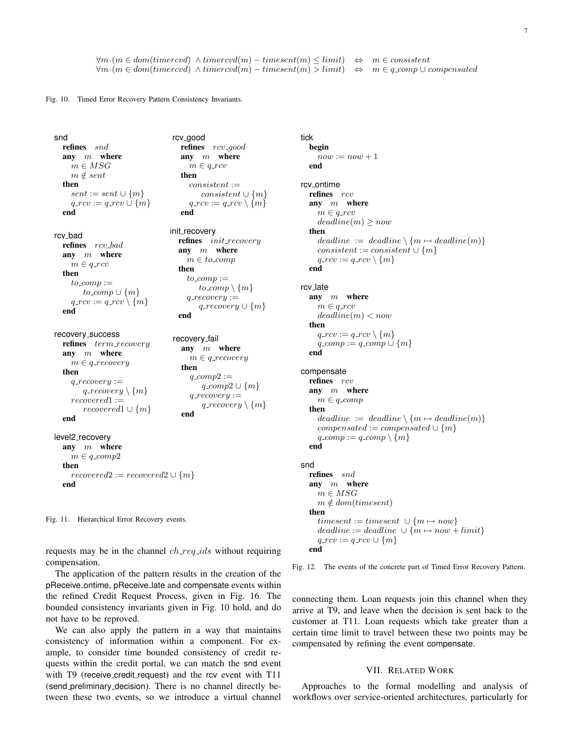$$\forall m \cdot (m \in dom(timercvd) \wedge timercvd(m) - timesent(m) \leq limit) \quad \Leftrightarrow \quad m \in consistent$$
$$\forall m \cdot (m \in dom(timercvd) \wedge timercvd(m) - timesent(m) > limit) \quad \Leftrightarrow \quad m \in q\_comp \cup compensated$$

Fig. 10. Timed Error Recovery Pattern Consistency Invariants.

```
snd
  refines snd
  any m where
    m ∈ MSG
    m ∉ sent
  then
    sent := sent ∪ {m}
    q_rcv := q_rcv ∪ {m}
  end

rcv_good
  refines rcv_good
  any m where
    m ∈ q_rcv
  then
    consistent :=
        consistent ∪ {m}
    q_rcv := q_rcv \ {m}
  end

rcv_bad
  refines rcv_bad
  any m where
    m ∈ q_rcv
  then
    to_comp :=
        to_comp ∪ {m}
    q_rcv := q_rcv \ {m}
  end

init_recovery
  refines init_recovery
  any m where
    m ∈ to_comp
  then
    to_comp :=
        to_comp \ {m}
    q_recovery :=
        q_recovery ∪ {m}
  end

recovery_success
  refines term_recovery
  any m where
    m ∈ q_recovery
  then
    q_recovery :=
        q_recovery \ {m}
    recovered1 :=
        recovered1 ∪ {m}
  end

recovery_fail
  any m where
    m ∈ q_recovery
  then
    q_comp2 :=
        q_comp2 ∪ {m}
    q_recovery :=
        q_recovery \ {m}
  end

level2_recovery
  any m where
    m ∈ q_comp2
  then
    recovered2 := recovered2 ∪ {m}
  end
```

Fig. 11. Hierarchical Error Recovery events.

```
tick
  begin
    now := now + 1
  end

rcv_ontime
  refines rcv
  any m where
    m ∈ q_rcv
    deadline(m) ≥ now
  then
    deadline := deadline \ {m ↦ deadline(m)}
    consistent := consistent ∪ {m}
    q_rcv := q_rcv \ {m}
  end

rcv_late
  any m where
    m ∈ q_rcv
    deadline(m) < now
  then
    q_rcv := q_rcv \ {m}
    q_comp := q_comp ∪ {m}
  end

compensate
  refines rcv
  any m where
    m ∈ q_comp
  then
    deadline := deadline \ {m ↦ deadline(m)}
    compensated := compensated ∪ {m}
    q_comp := q_comp \ {m}
  end

snd
  refines snd
  any m where
    m ∈ MSG
    m ∉ dom(timesent)
  then
    timesent := timesent ∪ {m ↦ now}
    deadline := deadline ∪ {m ↦ now + limit}
    q_rcv := q_rcv ∪ {m}
  end
```

Fig. 12. The events of the concrete part of Timed Error Recovery Pattern.

requests may be in the channel $ch\_req\_ids$ without requiring compensation.

The application of the pattern results in the creation of the pReceive_ontime, pReceive_late and compensate events within the refined Credit Request Process, given in Fig. 16. The bounded consistency invariants given in Fig. 10 hold, and do not have to be reproved.

We can also apply the pattern in a way that maintains consistency of information within a component. For example, to consider time bounded consistency of credit requests within the credit portal, we can match the snd event with T9 (receive_credit_request) and the rcv event with T11 (send_preliminary_decision). There is no channel directly between these two events, so we introduce a virtual channel connecting them. Loan requests join this channel when they arrive at T9, and leave when the decision is sent back to the customer at T11. Loan requests which take greater than a certain time limit to travel between these two points may be compensated by refining the event compensate.

## VII. Related Work

Approaches to the formal modelling and analysis of workflows over service-oriented architectures, particularly for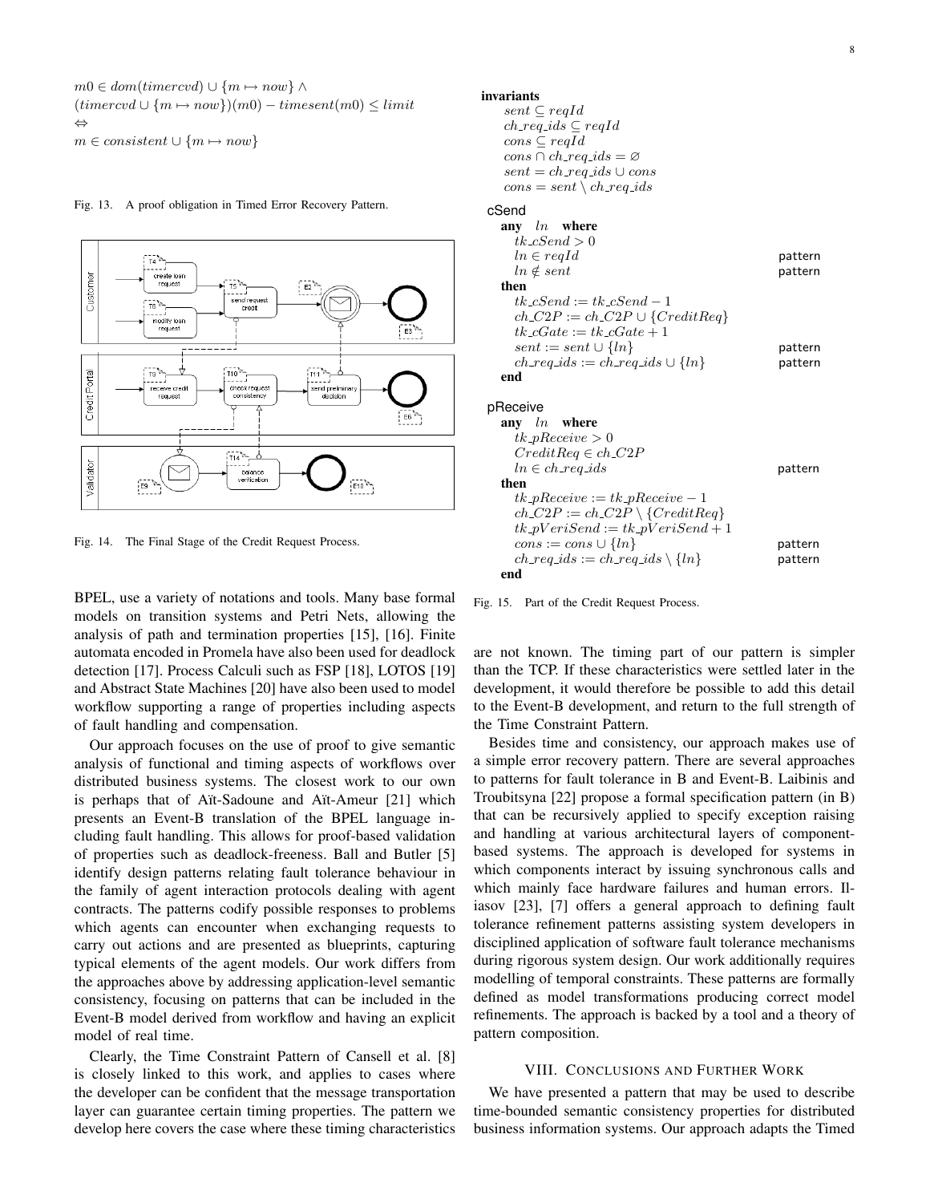$$m0 \in dom(timercvd) \cup \{m \mapsto now\} \wedge$$
$$(timercvd \cup \{m \mapsto now\})(m0) - timesent(m0) \leq limit$$
$$\Leftrightarrow$$
$$m \in consistent \cup \{m \mapsto now\}$$

Fig. 13. A proof obligation in Timed Error Recovery Pattern.

Fig. 14. The Final Stage of the Credit Request Process.

BPEL, use a variety of notations and tools. Many base formal models on transition systems and Petri Nets, allowing the analysis of path and termination properties [15], [16]. Finite automata encoded in Promela have also been used for deadlock detection [17]. Process Calculi such as FSP [18], LOTOS [19] and Abstract State Machines [20] have also been used to model workflow supporting a range of properties including aspects of fault handling and compensation.

Our approach focuses on the use of proof to give semantic analysis of functional and timing aspects of workflows over distributed business systems. The closest work to our own is perhaps that of Aït-Sadoune and Aït-Ameur [21] which presents an Event-B translation of the BPEL language including fault handling. This allows for proof-based validation of properties such as deadlock-freeness. Ball and Butler [5] identify design patterns relating fault tolerance behaviour in the family of agent interaction protocols dealing with agent contracts. The patterns codify possible responses to problems which agents can encounter when exchanging requests to carry out actions and are presented as blueprints, capturing typical elements of the agent models. Our work differs from the approaches above by addressing application-level semantic consistency, focusing on patterns that can be included in the Event-B model derived from workflow and having an explicit model of real time.

Clearly, the Time Constraint Pattern of Cansell et al. [8] is closely linked to this work, and applies to cases where the developer can be confident that the message transportation layer can guarantee certain timing properties. The pattern we develop here covers the case where these timing characteristics are not known. The timing part of our pattern is simpler than the TCP. If these characteristics were settled later in the development, it would therefore be possible to add this detail to the Event-B development, and return to the full strength of the Time Constraint Pattern.

```
invariants
  sent ⊆ reqId
  ch_req_ids ⊆ reqId
  cons ⊆ reqId
  cons ∩ ch_req_ids = ∅
  sent = ch_req_ids ∪ cons
  cons = sent \ ch_req_ids

cSend
  any ln where
    tk_cSend > 0
    ln ∈ reqId                                pattern
    ln ∉ sent                                 pattern
  then
    tk_cSend := tk_cSend − 1
    ch_C2P := ch_C2P ∪ {CreditReq}
    tk_cGate := tk_cGate + 1
    sent := sent ∪ {ln}                       pattern
    ch_req_ids := ch_req_ids ∪ {ln}           pattern
  end

pReceive
  any ln where
    tk_pReceive > 0
    CreditReq ∈ ch_C2P
    ln ∈ ch_req_ids                           pattern
  then
    tk_pReceive := tk_pReceive − 1
    ch_C2P := ch_C2P \ {CreditReq}
    tk_pVeriSend := tk_pVeriSend + 1
    cons := cons ∪ {ln}                       pattern
    ch_req_ids := ch_req_ids \ {ln}           pattern
  end
```

Fig. 15. Part of the Credit Request Process.

Besides time and consistency, our approach makes use of a simple error recovery pattern. There are several approaches to patterns for fault tolerance in B and Event-B. Laibinis and Troubitsyna [22] propose a formal specification pattern (in B) that can be recursively applied to specify exception raising and handling at various architectural layers of component-based systems. The approach is developed for systems in which components interact by issuing synchronous calls and which mainly face hardware failures and human errors. Iliasov [23], [7] offers a general approach to defining fault tolerance refinement patterns assisting system developers in disciplined application of software fault tolerance mechanisms during rigorous system design. Our work additionally requires modelling of temporal constraints. These patterns are formally defined as model transformations producing correct model refinements. The approach is backed by a tool and a theory of pattern composition.

## VIII. Conclusions and Further Work

We have presented a pattern that may be used to describe time-bounded semantic consistency properties for distributed business information systems. Our approach adapts the Timed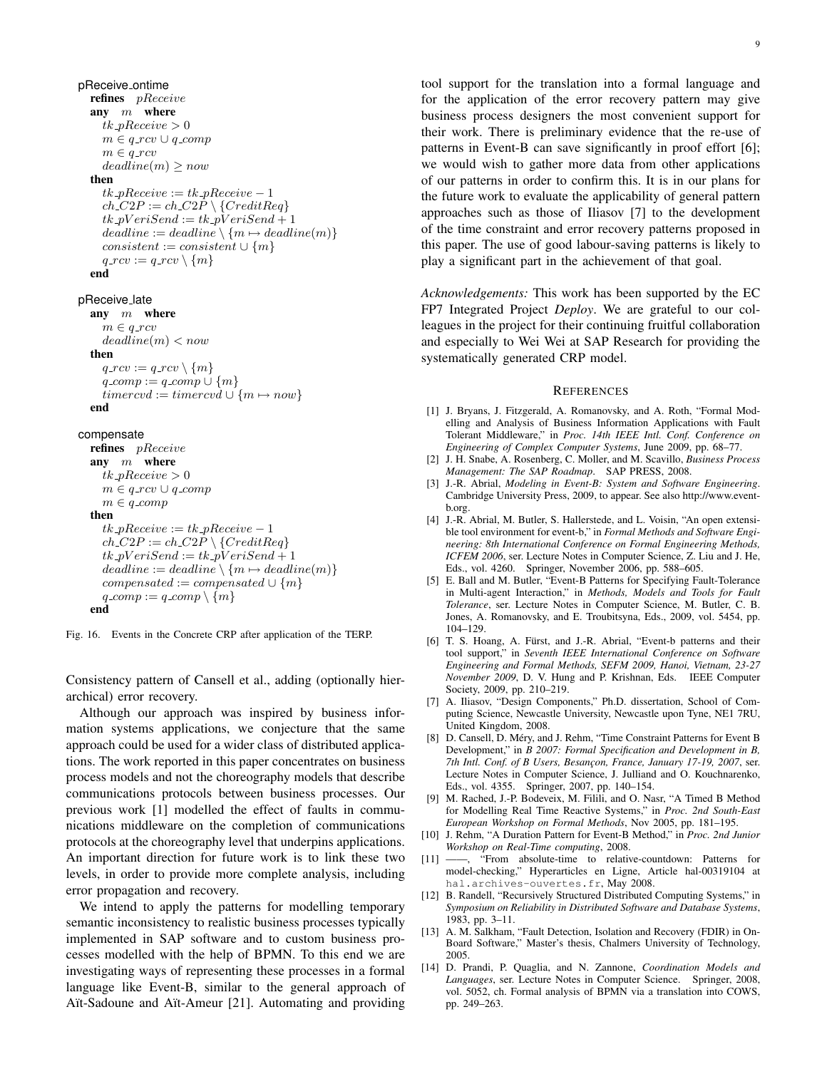pReceive_ontime
  **refines** $pReceive$
  **any** $m$ **where**
    $tk\_pReceive > 0$
    $m \in q\_rcv \cup q\_comp$
    $m \in q\_rcv$
    $deadline(m) \geq now$
  **then**
    $tk\_pReceive := tk\_pReceive - 1$
    $ch\_C2P := ch\_C2P \setminus \{CreditReq\}$
    $tk\_pVeriSend := tk\_pVeriSend + 1$
    $deadline := deadline \setminus \{m \mapsto deadline(m)\}$
    $consistent := consistent \cup \{m\}$
    $q\_rcv := q\_rcv \setminus \{m\}$
  **end**

pReceive_late
  **any** $m$ **where**
    $m \in q\_rcv$
    $deadline(m) < now$
  **then**
    $q\_rcv := q\_rcv \setminus \{m\}$
    $q\_comp := q\_comp \cup \{m\}$
    $timercvd := timercvd \cup \{m \mapsto now\}$
  **end**

compensate
  **refines** $pReceive$
  **any** $m$ **where**
    $tk\_pReceive > 0$
    $m \in q\_rcv \cup q\_comp$
    $m \in q\_comp$
  **then**
    $tk\_pReceive := tk\_pReceive - 1$
    $ch\_C2P := ch\_C2P \setminus \{CreditReq\}$
    $tk\_pVeriSend := tk\_pVeriSend + 1$
    $deadline := deadline \setminus \{m \mapsto deadline(m)\}$
    $compensated := compensated \cup \{m\}$
    $q\_comp := q\_comp \setminus \{m\}$
  **end**

Fig. 16. Events in the Concrete CRP after application of the TERP.

Consistency pattern of Cansell et al., adding (optionally hierarchical) error recovery.

Although our approach was inspired by business information systems applications, we conjecture that the same approach could be used for a wider class of distributed applications. The work reported in this paper concentrates on business process models and not the choreography models that describe communications protocols between business processes. Our previous work [1] modelled the effect of faults in communications middleware on the completion of communications protocols at the choreography level that underpins applications. An important direction for future work is to link these two levels, in order to provide more complete analysis, including error propagation and recovery.

We intend to apply the patterns for modelling temporary semantic inconsistency to realistic business processes typically implemented in SAP software and to custom business processes modelled with the help of BPMN. To this end we are investigating ways of representing these processes in a formal language like Event-B, similar to the general approach of Aït-Sadoune and Aït-Ameur [21]. Automating and providing tool support for the translation into a formal language and for the application of the error recovery pattern may give business process designers the most convenient support for their work. There is preliminary evidence that the re-use of patterns in Event-B can save significantly in proof effort [6]; we would wish to gather more data from other applications of our patterns in order to confirm this. It is in our plans for the future work to evaluate the applicability of general pattern approaches such as those of Iliasov [7] to the development of the time constraint and error recovery patterns proposed in this paper. The use of good labour-saving patterns is likely to play a significant part in the achievement of that goal.

*Acknowledgements:* This work has been supported by the EC FP7 Integrated Project *Deploy*. We are grateful to our colleagues in the project for their continuing fruitful collaboration and especially to Wei Wei at SAP Research for providing the systematically generated CRP model.

## References

[1] J. Bryans, J. Fitzgerald, A. Romanovsky, and A. Roth, "Formal Modelling and Analysis of Business Information Applications with Fault Tolerant Middleware," in *Proc. 14th IEEE Intl. Conf. Conference on Engineering of Complex Computer Systems*, June 2009, pp. 68–77.

[2] J. H. Snabe, A. Rosenberg, C. Moller, and M. Scavillo, *Business Process Management: The SAP Roadmap*. SAP PRESS, 2008.

[3] J.-R. Abrial, *Modeling in Event-B: System and Software Engineering*. Cambridge University Press, 2009, to appear. See also http://www.event-b.org.

[4] J.-R. Abrial, M. Butler, S. Hallerstede, and L. Voisin, "An open extensible tool environment for event-b," in *Formal Methods and Software Engineering: 8th International Conference on Formal Engineering Methods, ICFEM 2006*, ser. Lecture Notes in Computer Science, Z. Liu and J. He, Eds., vol. 4260. Springer, November 2006, pp. 588–605.

[5] E. Ball and M. Butler, "Event-B Patterns for Specifying Fault-Tolerance in Multi-agent Interaction," in *Methods, Models and Tools for Fault Tolerance*, ser. Lecture Notes in Computer Science, M. Butler, C. B. Jones, A. Romanovsky, and E. Troubitsyna, Eds., 2009, vol. 5454, pp. 104–129.

[6] T. S. Hoang, A. Fürst, and J.-R. Abrial, "Event-b patterns and their tool support," in *Seventh IEEE International Conference on Software Engineering and Formal Methods, SEFM 2009, Hanoi, Vietnam, 23-27 November 2009*, D. V. Hung and P. Krishnan, Eds. IEEE Computer Society, 2009, pp. 210–219.

[7] A. Iliasov, "Design Components," Ph.D. dissertation, School of Computing Science, Newcastle University, Newcastle upon Tyne, NE1 7RU, United Kingdom, 2008.

[8] D. Cansell, D. Méry, and J. Rehm, "Time Constraint Patterns for Event B Development," in *B 2007: Formal Specification and Development in B, 7th Intl. Conf. of B Users, Besançon, France, January 17-19, 2007*, ser. Lecture Notes in Computer Science, J. Julliand and O. Kouchnarenko, Eds., vol. 4355. Springer, 2007, pp. 140–154.

[9] M. Rached, J.-P. Bodeveix, M. Filili, and O. Nasr, "A Timed B Method for Modelling Real Time Reactive Systems," in *Proc. 2nd South-East European Workshop on Formal Methods*, Nov 2005, pp. 181–195.

[10] J. Rehm, "A Duration Pattern for Event-B Method," in *Proc. 2nd Junior Workshop on Real-Time computing*, 2008.

[11] ——, "From absolute-time to relative-countdown: Patterns for model-checking," Hyperarticles en Ligne, Article hal-00319104 at hal.archives-ouvertes.fr, May 2008.

[12] B. Randell, "Recursively Structured Distributed Computing Systems," in *Symposium on Reliability in Distributed Software and Database Systems*, 1983, pp. 3–11.

[13] A. M. Salkham, "Fault Detection, Isolation and Recovery (FDIR) in On-Board Software," Master's thesis, Chalmers University of Technology, 2005.

[14] D. Prandi, P. Quaglia, and N. Zannone, *Coordination Models and Languages*, ser. Lecture Notes in Computer Science. Springer, 2008, vol. 5052, ch. Formal analysis of BPMN via a translation into COWS, pp. 249–263.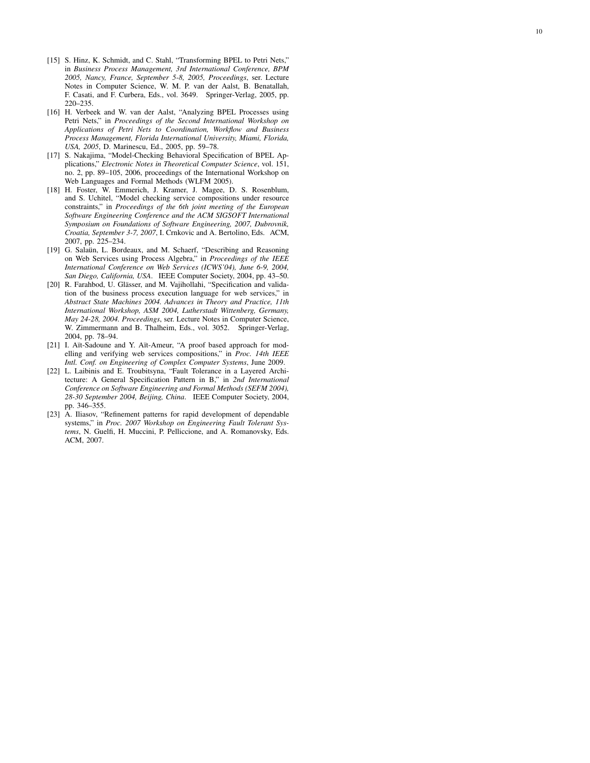[15] S. Hinz, K. Schmidt, and C. Stahl, "Transforming BPEL to Petri Nets," in *Business Process Management, 3rd International Conference, BPM 2005, Nancy, France, September 5-8, 2005, Proceedings*, ser. Lecture Notes in Computer Science, W. M. P. van der Aalst, B. Benatallah, F. Casati, and F. Curbera, Eds., vol. 3649. Springer-Verlag, 2005, pp. 220–235.

[16] H. Verbeek and W. van der Aalst, "Analyzing BPEL Processes using Petri Nets," in *Proceedings of the Second International Workshop on Applications of Petri Nets to Coordination, Workflow and Business Process Management, Florida International University, Miami, Florida, USA, 2005*, D. Marinescu, Ed., 2005, pp. 59–78.

[17] S. Nakajima, "Model-Checking Behavioral Specification of BPEL Applications," *Electronic Notes in Theoretical Computer Science*, vol. 151, no. 2, pp. 89–105, 2006, proceedings of the International Workshop on Web Languages and Formal Methods (WLFM 2005).

[18] H. Foster, W. Emmerich, J. Kramer, J. Magee, D. S. Rosenblum, and S. Uchitel, "Model checking service compositions under resource constraints," in *Proceedings of the 6th joint meeting of the European Software Engineering Conference and the ACM SIGSOFT International Symposium on Foundations of Software Engineering, 2007, Dubrovnik, Croatia, September 3-7, 2007*, I. Crnkovic and A. Bertolino, Eds. ACM, 2007, pp. 225–234.

[19] G. Salaün, L. Bordeaux, and M. Schaerf, "Describing and Reasoning on Web Services using Process Algebra," in *Proceedings of the IEEE International Conference on Web Services (ICWS'04), June 6-9, 2004, San Diego, California, USA*. IEEE Computer Society, 2004, pp. 43–50.

[20] R. Farahbod, U. Glässer, and M. Vajihollahi, "Specification and validation of the business process execution language for web services," in *Abstract State Machines 2004. Advances in Theory and Practice, 11th International Workshop, ASM 2004, Lutherstadt Wittenberg, Germany, May 24-28, 2004. Proceedings*, ser. Lecture Notes in Computer Science, W. Zimmermann and B. Thalheim, Eds., vol. 3052. Springer-Verlag, 2004, pp. 78–94.

[21] I. Aït-Sadoune and Y. Aït-Ameur, "A proof based approach for modelling and verifying web services compositions," in *Proc. 14th IEEE Intl. Conf. on Engineering of Complex Computer Systems*, June 2009.

[22] L. Laibinis and E. Troubitsyna, "Fault Tolerance in a Layered Architecture: A General Specification Pattern in B," in *2nd International Conference on Software Engineering and Formal Methods (SEFM 2004), 28-30 September 2004, Beijing, China*. IEEE Computer Society, 2004, pp. 346–355.

[23] A. Iliasov, "Refinement patterns for rapid development of dependable systems," in *Proc. 2007 Workshop on Engineering Fault Tolerant Systems*, N. Guelfi, H. Muccini, P. Pelliccione, and A. Romanovsky, Eds. ACM, 2007.